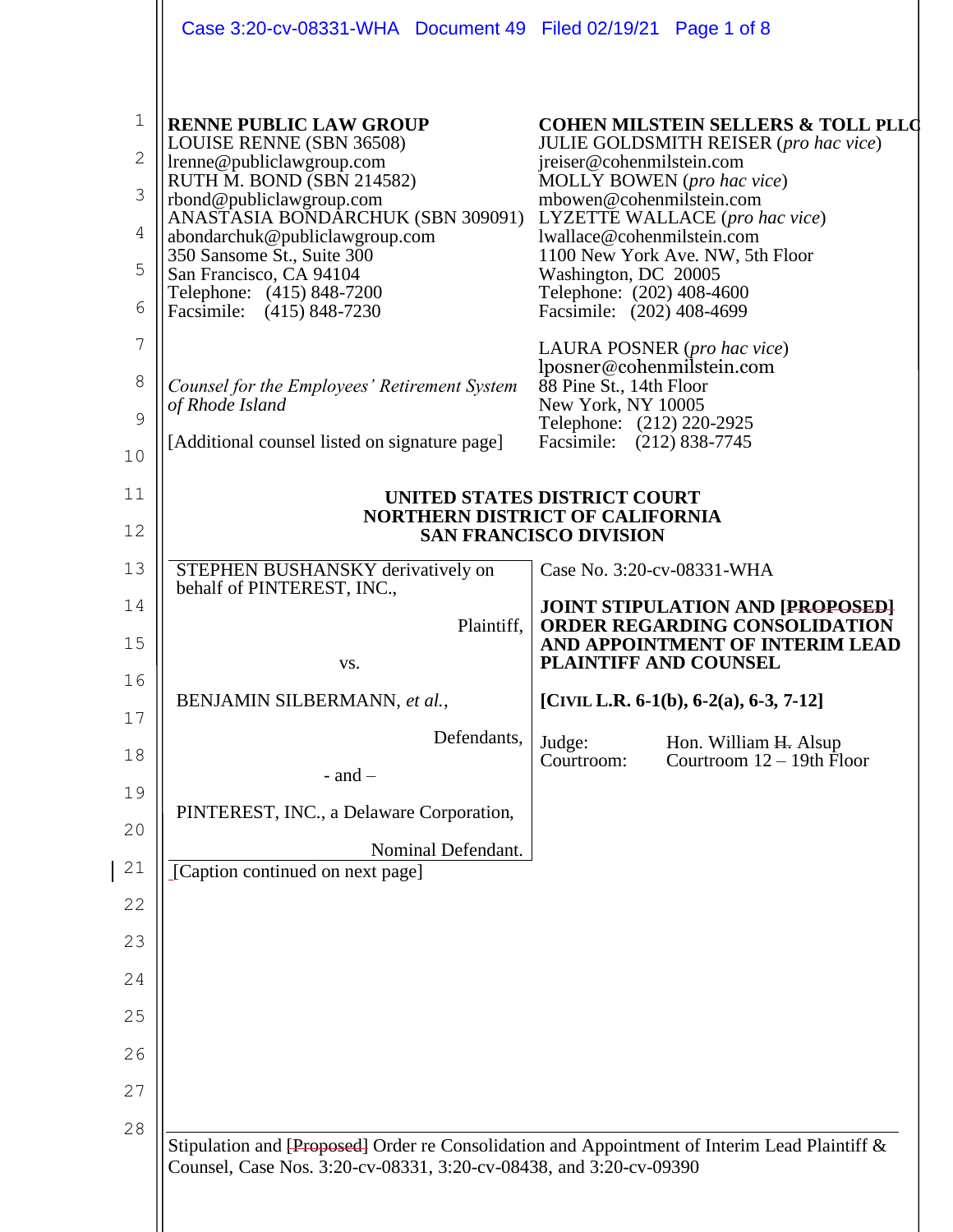**RENNE PUBLIC LAW GROUP**
LOUISE RENNE (SBN 36508)
lrenne@publiclawgroup.com
RUTH M. BOND (SBN 214582)
rbond@publiclawgroup.com
ANASTASIA BONDARCHUK (SBN 309091)
abondarchuk@publiclawgroup.com
350 Sansome St., Suite 300
San Francisco, CA 94104
Telephone: (415) 848-7200
Facsimile: (415) 848-7230

*Counsel for the Employees' Retirement System of Rhode Island*

[Additional counsel listed on signature page]

**COHEN MILSTEIN SELLERS & TOLL PLLC**
JULIE GOLDSMITH REISER (*pro hac vice*)
jreiser@cohenmilstein.com
MOLLY BOWEN (*pro hac vice*)
mbowen@cohenmilstein.com
LYZETTE WALLACE (*pro hac vice*)
lwallace@cohenmilstein.com
1100 New York Ave. NW, 5th Floor
Washington, DC 20005
Telephone: (202) 408-4600
Facsimile: (202) 408-4699

LAURA POSNER (*pro hac vice*)
lposner@cohenmilstein.com
88 Pine St., 14th Floor
New York, NY 10005
Telephone: (212) 220-2925
Facsimile: (212) 838-7745

**UNITED STATES DISTRICT COURT**
**NORTHERN DISTRICT OF CALIFORNIA**
**SAN FRANCISCO DIVISION**

| | |
|---|---|
| STEPHEN BUSHANSKY derivatively on behalf of PINTEREST, INC.,<br><br>Plaintiff,<br><br>vs.<br><br>BENJAMIN SILBERMANN, *et al.*,<br><br>Defendants,<br><br>- and –<br><br>PINTEREST, INC., a Delaware Corporation,<br><br>Nominal Defendant. | Case No. 3:20-cv-08331-WHA<br><br>**JOINT STIPULATION AND ~~[PROPOSED]~~ ORDER REGARDING CONSOLIDATION AND APPOINTMENT OF INTERIM LEAD PLAINTIFF AND COUNSEL**<br><br>**[CIVIL L.R. 6-1(b), 6-2(a), 6-3, 7-12]**<br><br>Judge: Hon. William ~~H.~~ Alsup<br>Courtroom: Courtroom 12 – 19th Floor |

[Caption continued on next page]

Stipulation and ~~[Proposed]~~ Order re Consolidation and Appointment of Interim Lead Plaintiff & Counsel, Case Nos. 3:20-cv-08331, 3:20-cv-08438, and 3:20-cv-09390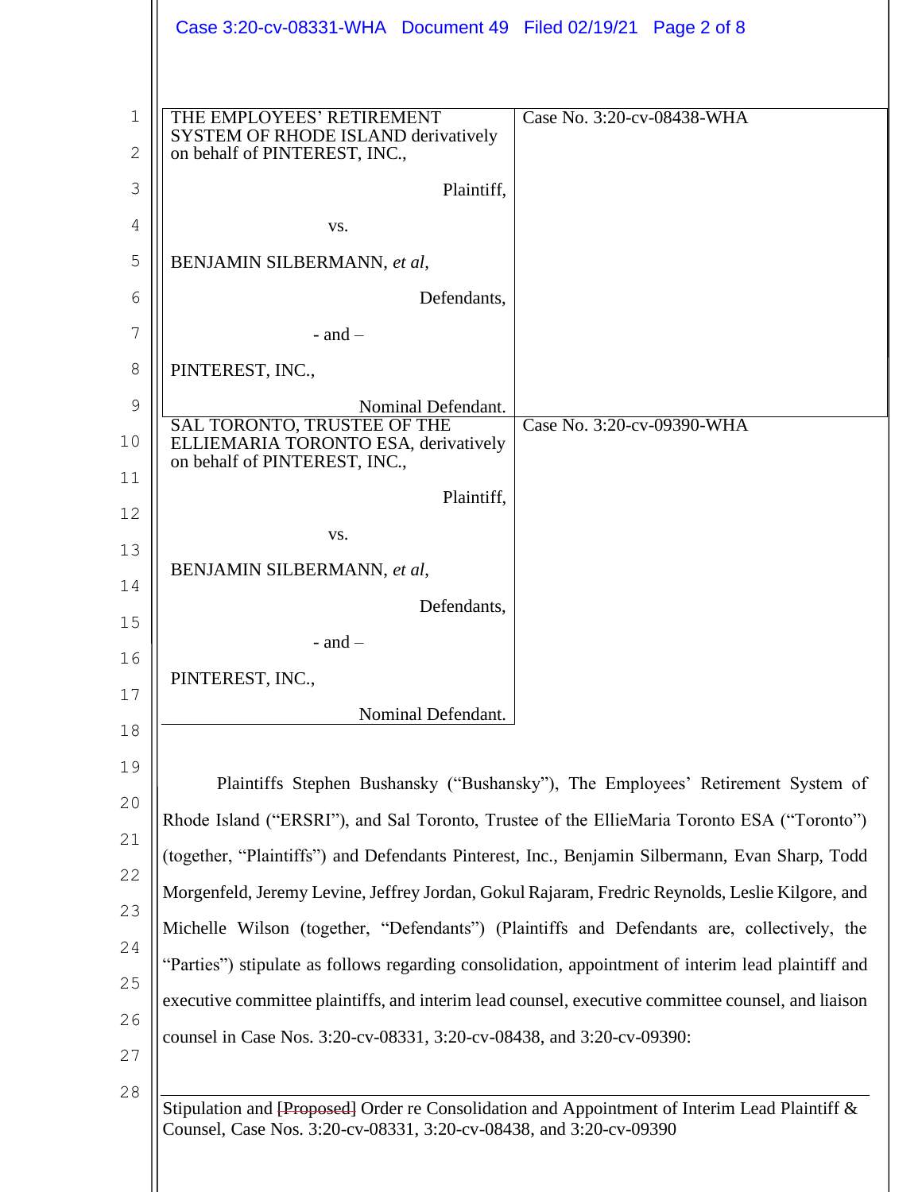| | |
|---|---|
| THE EMPLOYEES' RETIREMENT SYSTEM OF RHODE ISLAND derivatively on behalf of PINTEREST, INC., Plaintiff, vs. BENJAMIN SILBERMANN, *et al*, Defendants, - and – PINTEREST, INC., Nominal Defendant. | Case No. 3:20-cv-08438-WHA |
| SAL TORONTO, TRUSTEE OF THE ELLIEMARIA TORONTO ESA, derivatively on behalf of PINTEREST, INC., Plaintiff, vs. BENJAMIN SILBERMANN, *et al*, Defendants, - and – PINTEREST, INC., Nominal Defendant. | Case No. 3:20-cv-09390-WHA |

Plaintiffs Stephen Bushansky ("Bushansky"), The Employees' Retirement System of Rhode Island ("ERSRI"), and Sal Toronto, Trustee of the EllieMaria Toronto ESA ("Toronto") (together, "Plaintiffs") and Defendants Pinterest, Inc., Benjamin Silbermann, Evan Sharp, Todd Morgenfeld, Jeremy Levine, Jeffrey Jordan, Gokul Rajaram, Fredric Reynolds, Leslie Kilgore, and Michelle Wilson (together, "Defendants") (Plaintiffs and Defendants are, collectively, the "Parties") stipulate as follows regarding consolidation, appointment of interim lead plaintiff and executive committee plaintiffs, and interim lead counsel, executive committee counsel, and liaison counsel in Case Nos. 3:20-cv-08331, 3:20-cv-08438, and 3:20-cv-09390: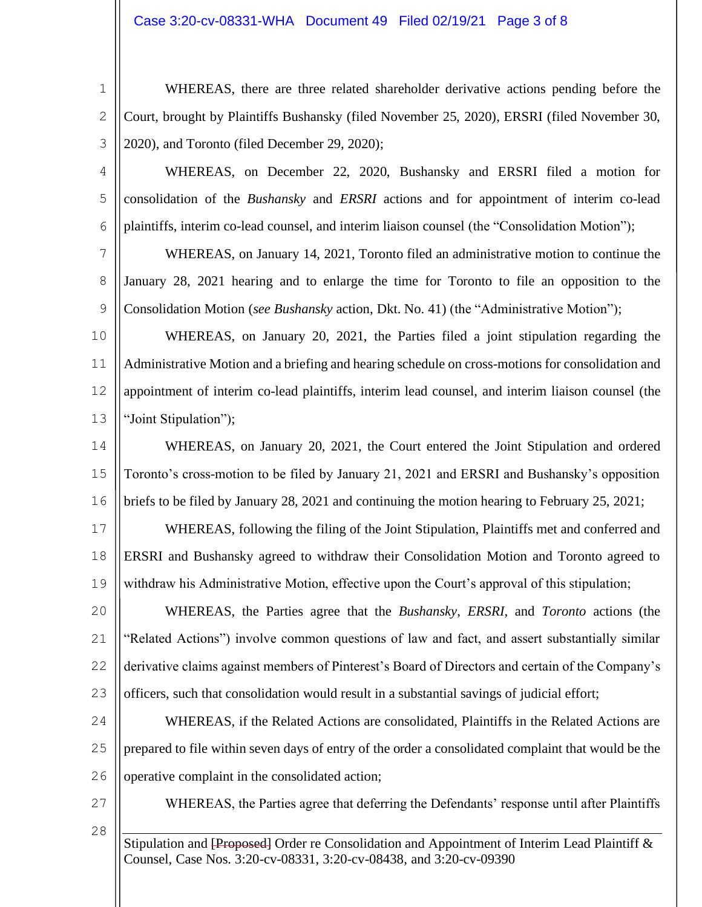WHEREAS, there are three related shareholder derivative actions pending before the Court, brought by Plaintiffs Bushansky (filed November 25, 2020), ERSRI (filed November 30, 2020), and Toronto (filed December 29, 2020);

WHEREAS, on December 22, 2020, Bushansky and ERSRI filed a motion for consolidation of the *Bushansky* and *ERSRI* actions and for appointment of interim co-lead plaintiffs, interim co-lead counsel, and interim liaison counsel (the "Consolidation Motion");

WHEREAS, on January 14, 2021, Toronto filed an administrative motion to continue the January 28, 2021 hearing and to enlarge the time for Toronto to file an opposition to the Consolidation Motion (*see Bushansky* action, Dkt. No. 41) (the "Administrative Motion");

WHEREAS, on January 20, 2021, the Parties filed a joint stipulation regarding the Administrative Motion and a briefing and hearing schedule on cross-motions for consolidation and appointment of interim co-lead plaintiffs, interim lead counsel, and interim liaison counsel (the "Joint Stipulation");

WHEREAS, on January 20, 2021, the Court entered the Joint Stipulation and ordered Toronto's cross-motion to be filed by January 21, 2021 and ERSRI and Bushansky's opposition briefs to be filed by January 28, 2021 and continuing the motion hearing to February 25, 2021;

WHEREAS, following the filing of the Joint Stipulation, Plaintiffs met and conferred and ERSRI and Bushansky agreed to withdraw their Consolidation Motion and Toronto agreed to withdraw his Administrative Motion, effective upon the Court's approval of this stipulation;

WHEREAS, the Parties agree that the *Bushansky*, *ERSRI*, and *Toronto* actions (the "Related Actions") involve common questions of law and fact, and assert substantially similar derivative claims against members of Pinterest's Board of Directors and certain of the Company's officers, such that consolidation would result in a substantial savings of judicial effort;

WHEREAS, if the Related Actions are consolidated, Plaintiffs in the Related Actions are prepared to file within seven days of entry of the order a consolidated complaint that would be the operative complaint in the consolidated action;

WHEREAS, the Parties agree that deferring the Defendants' response until after Plaintiffs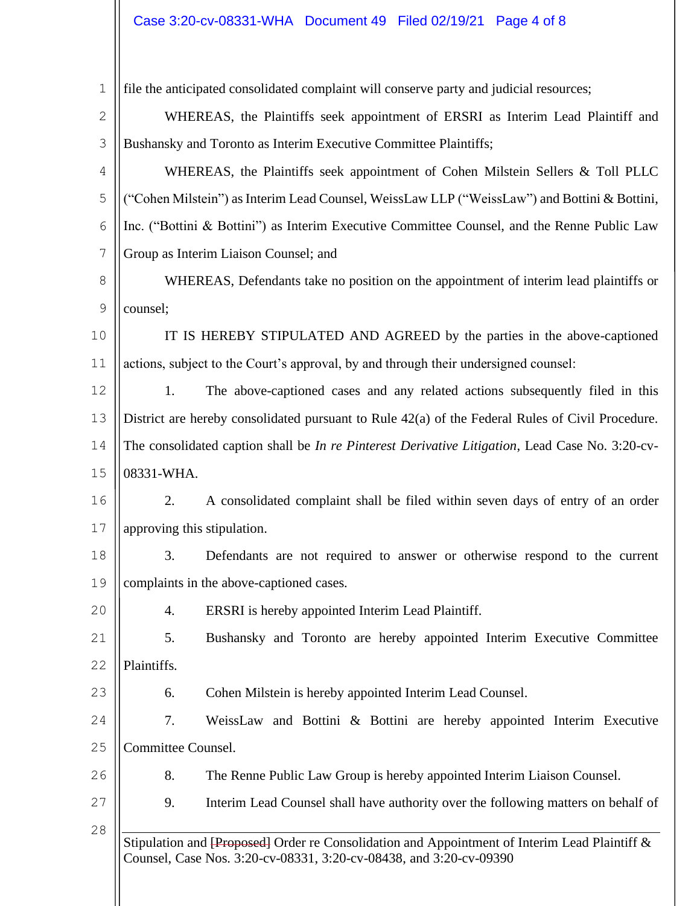file the anticipated consolidated complaint will conserve party and judicial resources;

WHEREAS, the Plaintiffs seek appointment of ERSRI as Interim Lead Plaintiff and Bushansky and Toronto as Interim Executive Committee Plaintiffs;

WHEREAS, the Plaintiffs seek appointment of Cohen Milstein Sellers & Toll PLLC ("Cohen Milstein") as Interim Lead Counsel, WeissLaw LLP ("WeissLaw") and Bottini & Bottini, Inc. ("Bottini & Bottini") as Interim Executive Committee Counsel, and the Renne Public Law Group as Interim Liaison Counsel; and

WHEREAS, Defendants take no position on the appointment of interim lead plaintiffs or counsel;

IT IS HEREBY STIPULATED AND AGREED by the parties in the above-captioned actions, subject to the Court's approval, by and through their undersigned counsel:

1. The above-captioned cases and any related actions subsequently filed in this District are hereby consolidated pursuant to Rule 42(a) of the Federal Rules of Civil Procedure. The consolidated caption shall be *In re Pinterest Derivative Litigation*, Lead Case No. 3:20-cv-08331-WHA.

2. A consolidated complaint shall be filed within seven days of entry of an order approving this stipulation.

3. Defendants are not required to answer or otherwise respond to the current complaints in the above-captioned cases.

4. ERSRI is hereby appointed Interim Lead Plaintiff.

5. Bushansky and Toronto are hereby appointed Interim Executive Committee Plaintiffs.

6. Cohen Milstein is hereby appointed Interim Lead Counsel.

7. WeissLaw and Bottini & Bottini are hereby appointed Interim Executive Committee Counsel.

8. The Renne Public Law Group is hereby appointed Interim Liaison Counsel.

9. Interim Lead Counsel shall have authority over the following matters on behalf of

Stipulation and ~~[Proposed]~~ Order re Consolidation and Appointment of Interim Lead Plaintiff & Counsel, Case Nos. 3:20-cv-08331, 3:20-cv-08438, and 3:20-cv-09390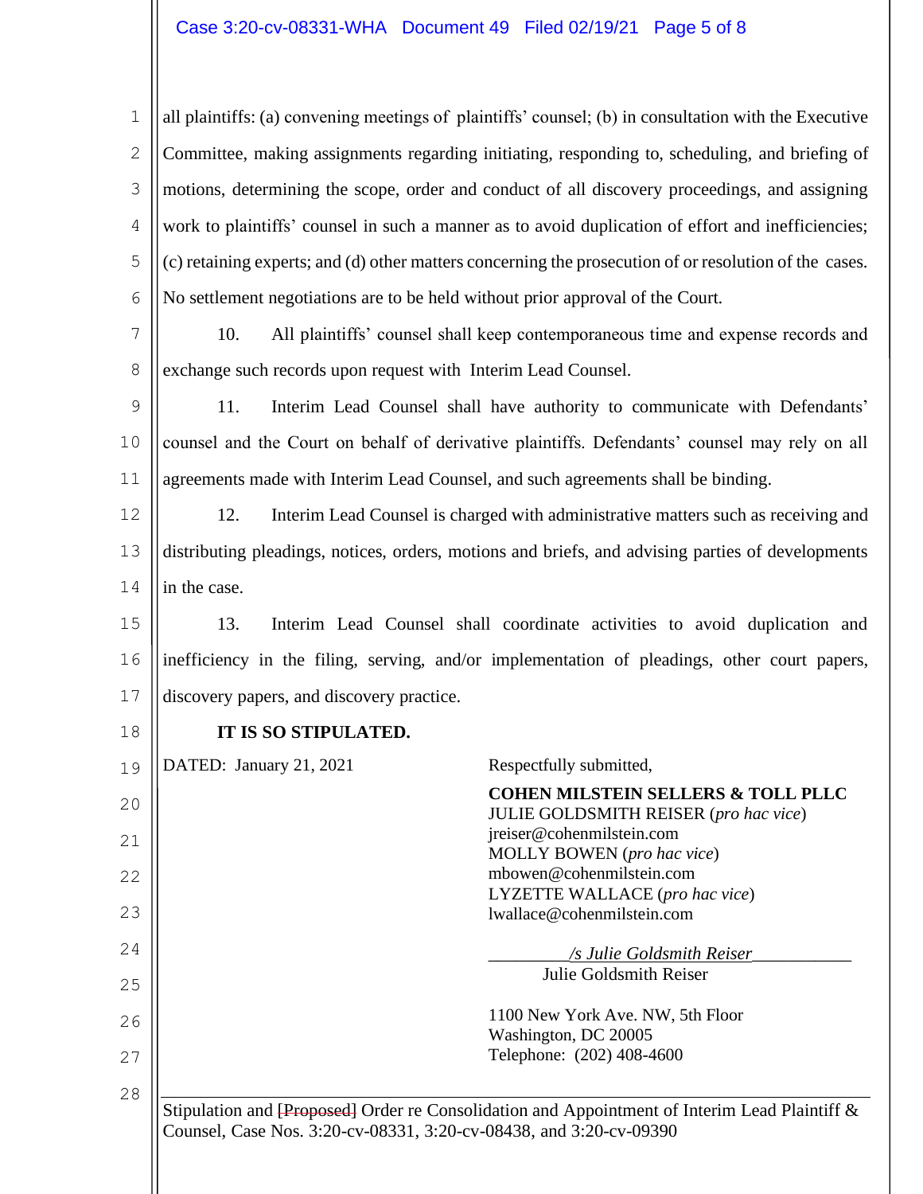all plaintiffs: (a) convening meetings of plaintiffs' counsel; (b) in consultation with the Executive Committee, making assignments regarding initiating, responding to, scheduling, and briefing of motions, determining the scope, order and conduct of all discovery proceedings, and assigning work to plaintiffs' counsel in such a manner as to avoid duplication of effort and inefficiencies; (c) retaining experts; and (d) other matters concerning the prosecution of or resolution of the cases. No settlement negotiations are to be held without prior approval of the Court.

10. All plaintiffs' counsel shall keep contemporaneous time and expense records and exchange such records upon request with Interim Lead Counsel.

11. Interim Lead Counsel shall have authority to communicate with Defendants' counsel and the Court on behalf of derivative plaintiffs. Defendants' counsel may rely on all agreements made with Interim Lead Counsel, and such agreements shall be binding.

12. Interim Lead Counsel is charged with administrative matters such as receiving and distributing pleadings, notices, orders, motions and briefs, and advising parties of developments in the case.

13. Interim Lead Counsel shall coordinate activities to avoid duplication and inefficiency in the filing, serving, and/or implementation of pleadings, other court papers, discovery papers, and discovery practice.

**IT IS SO STIPULATED.**

DATED: January 21, 2021

Respectfully submitted,

**COHEN MILSTEIN SELLERS & TOLL PLLC**
JULIE GOLDSMITH REISER (*pro hac vice*)
jreiser@cohenmilstein.com
MOLLY BOWEN (*pro hac vice*)
mbowen@cohenmilstein.com
LYZETTE WALLACE (*pro hac vice*)
lwallace@cohenmilstein.com

*/s Julie Goldsmith Reiser*
Julie Goldsmith Reiser

1100 New York Ave. NW, 5th Floor
Washington, DC 20005
Telephone: (202) 408-4600

Stipulation and ~~[Proposed]~~ Order re Consolidation and Appointment of Interim Lead Plaintiff & Counsel, Case Nos. 3:20-cv-08331, 3:20-cv-08438, and 3:20-cv-09390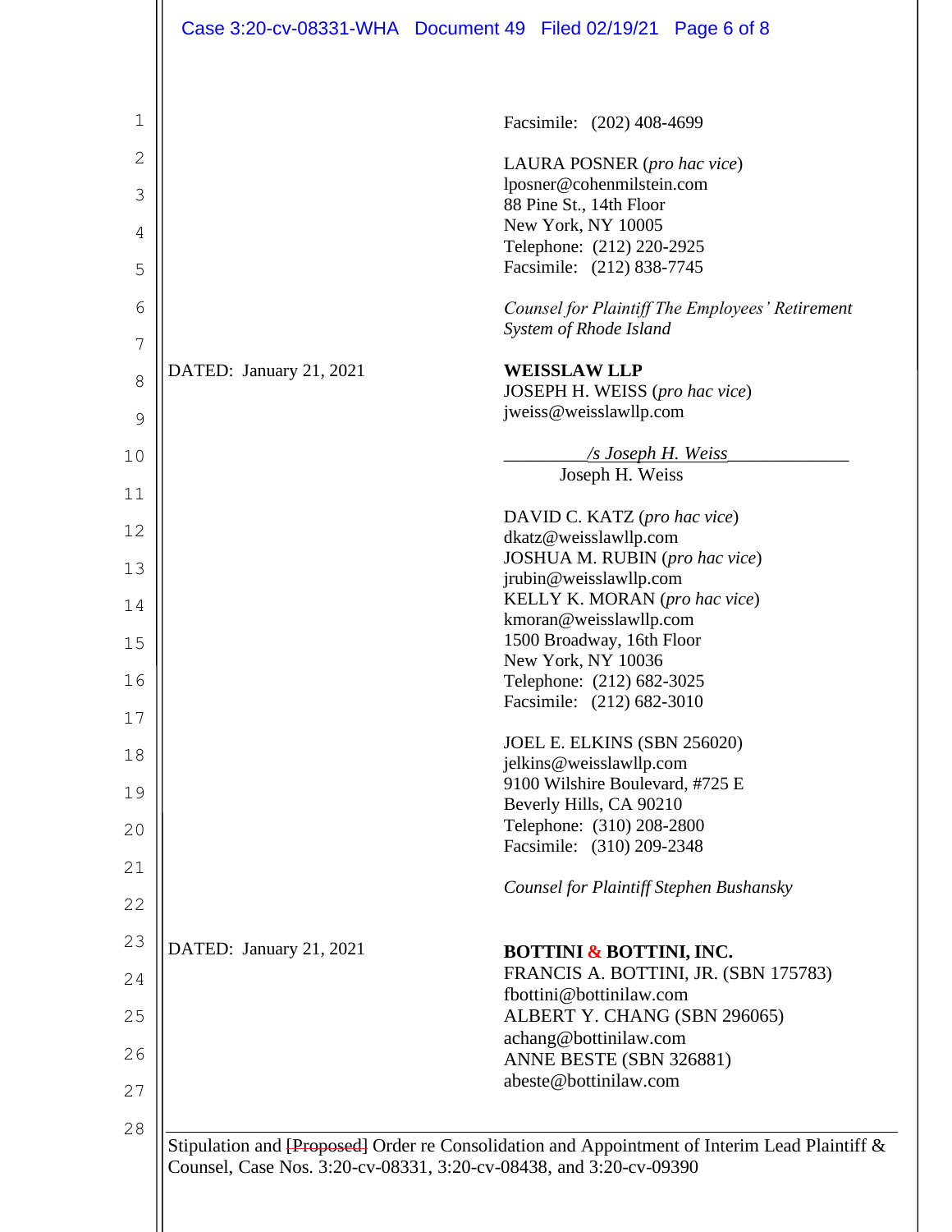Facsimile: (202) 408-4699

LAURA POSNER (*pro hac vice*)
lposner@cohenmilstein.com
88 Pine St., 14th Floor
New York, NY 10005
Telephone: (212) 220-2925
Facsimile: (212) 838-7745

*Counsel for Plaintiff The Employees' Retirement System of Rhode Island*

DATED: January 21, 2021

**WEISSLAW LLP**
JOSEPH H. WEISS (*pro hac vice*)
jweiss@weisslawllp.com

*/s Joseph H. Weiss*
Joseph H. Weiss

DAVID C. KATZ (*pro hac vice*)
dkatz@weisslawllp.com
JOSHUA M. RUBIN (*pro hac vice*)
jrubin@weisslawllp.com
KELLY K. MORAN (*pro hac vice*)
kmoran@weisslawllp.com
1500 Broadway, 16th Floor
New York, NY 10036
Telephone: (212) 682-3025
Facsimile: (212) 682-3010

JOEL E. ELKINS (SBN 256020)
jelkins@weisslawllp.com
9100 Wilshire Boulevard, #725 E
Beverly Hills, CA 90210
Telephone: (310) 208-2800
Facsimile: (310) 209-2348

*Counsel for Plaintiff Stephen Bushansky*

DATED: January 21, 2021

**BOTTINI & BOTTINI, INC.**
FRANCIS A. BOTTINI, JR. (SBN 175783)
fbottini@bottinilaw.com
ALBERT Y. CHANG (SBN 296065)
achang@bottinilaw.com
ANNE BESTE (SBN 326881)
abeste@bottinilaw.com

Stipulation and ~~[Proposed]~~ Order re Consolidation and Appointment of Interim Lead Plaintiff & Counsel, Case Nos. 3:20-cv-08331, 3:20-cv-08438, and 3:20-cv-09390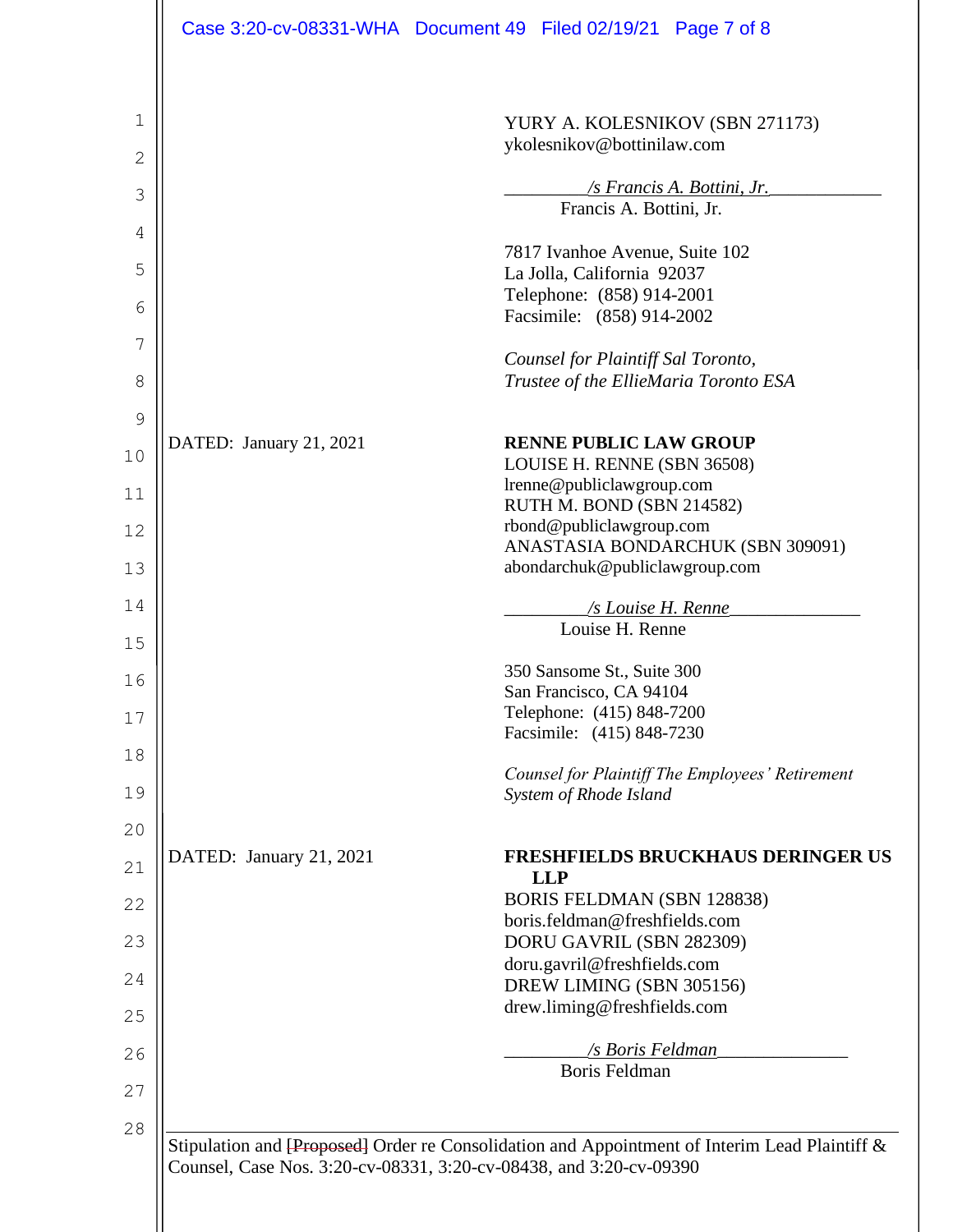YURY A. KOLESNIKOV (SBN 271173)
ykolesnikov@bottinilaw.com

*/s Francis A. Bottini, Jr.*
Francis A. Bottini, Jr.

7817 Ivanhoe Avenue, Suite 102
La Jolla, California 92037
Telephone: (858) 914-2001
Facsimile: (858) 914-2002

*Counsel for Plaintiff Sal Toronto, Trustee of the EllieMaria Toronto ESA*

DATED: January 21, 2021

**RENNE PUBLIC LAW GROUP**
LOUISE H. RENNE (SBN 36508)
lrenne@publiclawgroup.com
RUTH M. BOND (SBN 214582)
rbond@publiclawgroup.com
ANASTASIA BONDARCHUK (SBN 309091)
abondarchuk@publiclawgroup.com

*/s Louise H. Renne*
Louise H. Renne

350 Sansome St., Suite 300
San Francisco, CA 94104
Telephone: (415) 848-7200
Facsimile: (415) 848-7230

*Counsel for Plaintiff The Employees' Retirement System of Rhode Island*

DATED: January 21, 2021

**FRESHFIELDS BRUCKHAUS DERINGER US LLP**
BORIS FELDMAN (SBN 128838)
boris.feldman@freshfields.com
DORU GAVRIL (SBN 282309)
doru.gavril@freshfields.com
DREW LIMING (SBN 305156)
drew.liming@freshfields.com

*/s Boris Feldman*
Boris Feldman

Stipulation and ~~[Proposed]~~ Order re Consolidation and Appointment of Interim Lead Plaintiff & Counsel, Case Nos. 3:20-cv-08331, 3:20-cv-08438, and 3:20-cv-09390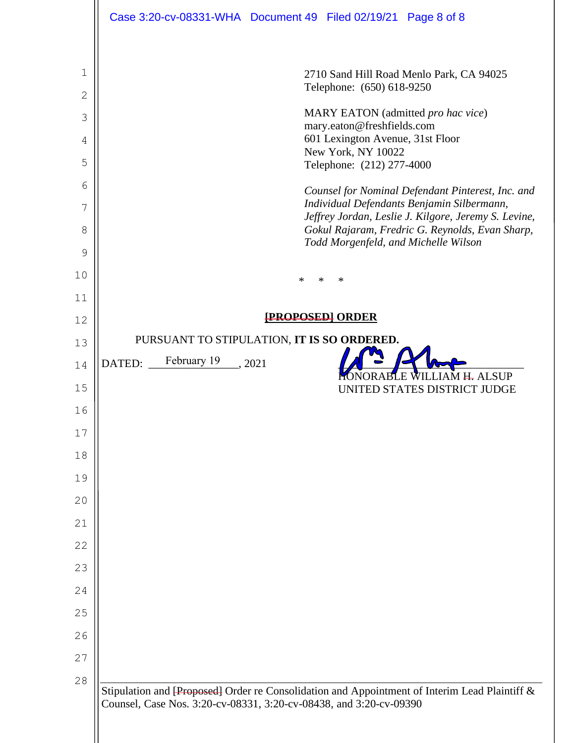2710 Sand Hill Road Menlo Park, CA 94025
Telephone: (650) 618-9250

MARY EATON (admitted *pro hac vice*)
mary.eaton@freshfields.com
601 Lexington Avenue, 31st Floor
New York, NY 10022
Telephone: (212) 277-4000

*Counsel for Nominal Defendant Pinterest, Inc. and Individual Defendants Benjamin Silbermann, Jeffrey Jordan, Leslie J. Kilgore, Jeremy S. Levine, Gokul Rajaram, Fredric G. Reynolds, Evan Sharp, Todd Morgenfeld, and Michelle Wilson*

\* \* \*

**~~[PROPOSED]~~ ORDER**

PURSUANT TO STIPULATION, **IT IS SO ORDERED.**

DATED: February 19, 2021

HONORABLE WILLIAM ~~H.~~ ALSUP
UNITED STATES DISTRICT JUDGE

Stipulation and ~~[Proposed]~~ Order re Consolidation and Appointment of Interim Lead Plaintiff & Counsel, Case Nos. 3:20-cv-08331, 3:20-cv-08438, and 3:20-cv-09390